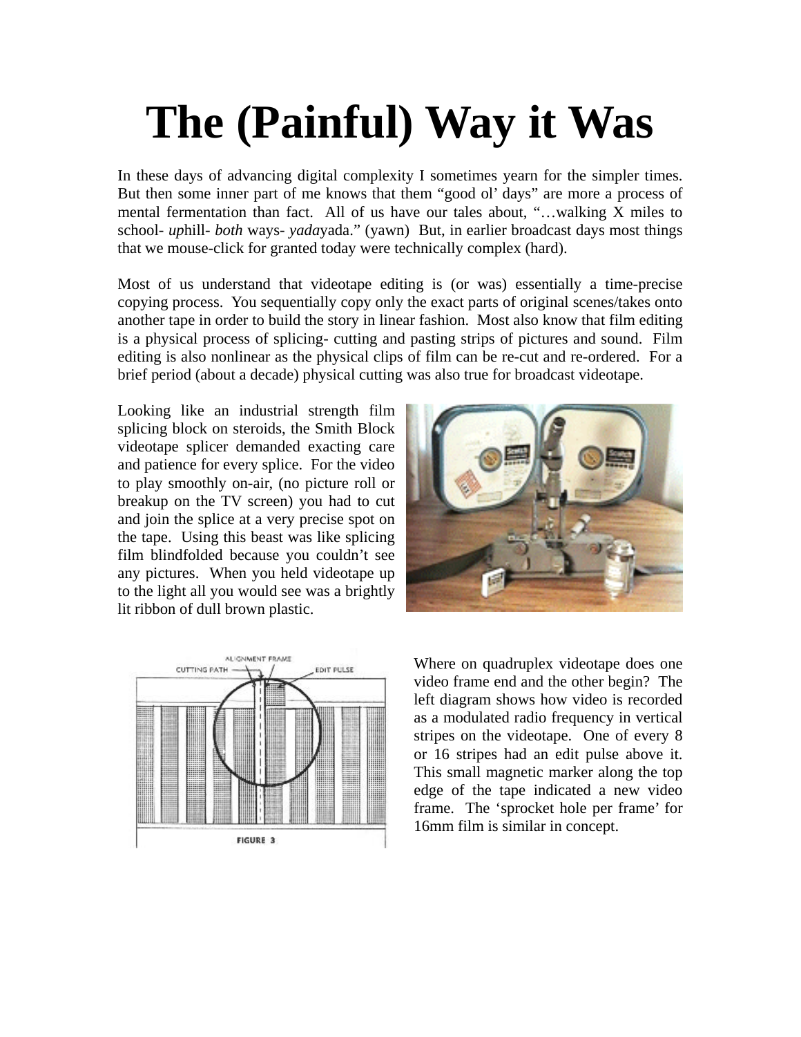# The (Painful) Way it Was

In these days of advancing digital complexity I sometimes yearn for the simpler times. But then some inner part of me knows that them "good ol' days" are more a process of mental fermentation than fact. All of us have our tales about, "…walking X miles to school- *up*hill- *both* ways- *yada*yada." (yawn) But, in earlier broadcast days most things that we mouse-click for granted today were technically complex (hard).

Most of us understand that videotape editing is (or was) essentially a time-precise copying process. You sequentially copy only the exact parts of original scenes/takes onto another tape in order to build the story in linear fashion. Most also know that film editing is a physical process of splicing- cutting and pasting strips of pictures and sound. Film editing is also nonlinear as the physical clips of film can be re-cut and re-ordered. For a brief period (about a decade) physical cutting was also true for broadcast videotape.

Looking like an industrial strength film splicing block on steroids, the Smith Block videotape splicer demanded exacting care and patience for every splice. For the video to play smoothly on-air, (no picture roll or breakup on the TV screen) you had to cut and join the splice at a very precise spot on the tape. Using this beast was like splicing film blindfolded because you couldn't see any pictures. When you held videotape up to the light all you would see was a brightly lit ribbon of dull brown plastic.

ALIGNMENT FRAME
CUTTING PATH
EDIT PULSE

FIGURE 3

Where on quadruplex videotape does one video frame end and the other begin? The left diagram shows how video is recorded as a modulated radio frequency in vertical stripes on the videotape. One of every 8 or 16 stripes had an edit pulse above it. This small magnetic marker along the top edge of the tape indicated a new video frame. The 'sprocket hole per frame' for 16mm film is similar in concept.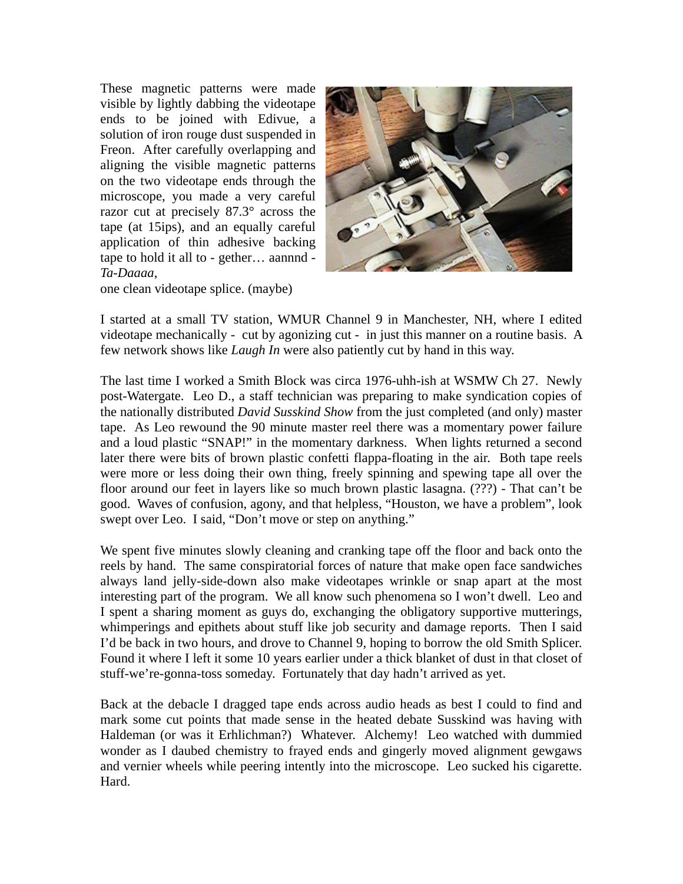These magnetic patterns were made visible by lightly dabbing the videotape ends to be joined with Edivue, a solution of iron rouge dust suspended in Freon. After carefully overlapping and aligning the visible magnetic patterns on the two videotape ends through the microscope, you made a very careful razor cut at precisely 87.3° across the tape (at 15ips), and an equally careful application of thin adhesive backing tape to hold it all to - gether… aannnd - *Ta-Daaaa*, one clean videotape splice. (maybe)

I started at a small TV station, WMUR Channel 9 in Manchester, NH, where I edited videotape mechanically - cut by agonizing cut - in just this manner on a routine basis. A few network shows like *Laugh In* were also patiently cut by hand in this way.

The last time I worked a Smith Block was circa 1976-uhh-ish at WSMW Ch 27. Newly post-Watergate. Leo D., a staff technician was preparing to make syndication copies of the nationally distributed *David Susskind Show* from the just completed (and only) master tape. As Leo rewound the 90 minute master reel there was a momentary power failure and a loud plastic "SNAP!" in the momentary darkness. When lights returned a second later there were bits of brown plastic confetti flappa-floating in the air. Both tape reels were more or less doing their own thing, freely spinning and spewing tape all over the floor around our feet in layers like so much brown plastic lasagna. (???) - That can't be good. Waves of confusion, agony, and that helpless, "Houston, we have a problem", look swept over Leo. I said, "Don't move or step on anything."

We spent five minutes slowly cleaning and cranking tape off the floor and back onto the reels by hand. The same conspiratorial forces of nature that make open face sandwiches always land jelly-side-down also make videotapes wrinkle or snap apart at the most interesting part of the program. We all know such phenomena so I won't dwell. Leo and I spent a sharing moment as guys do, exchanging the obligatory supportive mutterings, whimperings and epithets about stuff like job security and damage reports. Then I said I'd be back in two hours, and drove to Channel 9, hoping to borrow the old Smith Splicer. Found it where I left it some 10 years earlier under a thick blanket of dust in that closet of stuff-we're-gonna-toss someday. Fortunately that day hadn't arrived as yet.

Back at the debacle I dragged tape ends across audio heads as best I could to find and mark some cut points that made sense in the heated debate Susskind was having with Haldeman (or was it Erhlichman?) Whatever. Alchemy! Leo watched with dummied wonder as I daubed chemistry to frayed ends and gingerly moved alignment gewgaws and vernier wheels while peering intently into the microscope. Leo sucked his cigarette. Hard.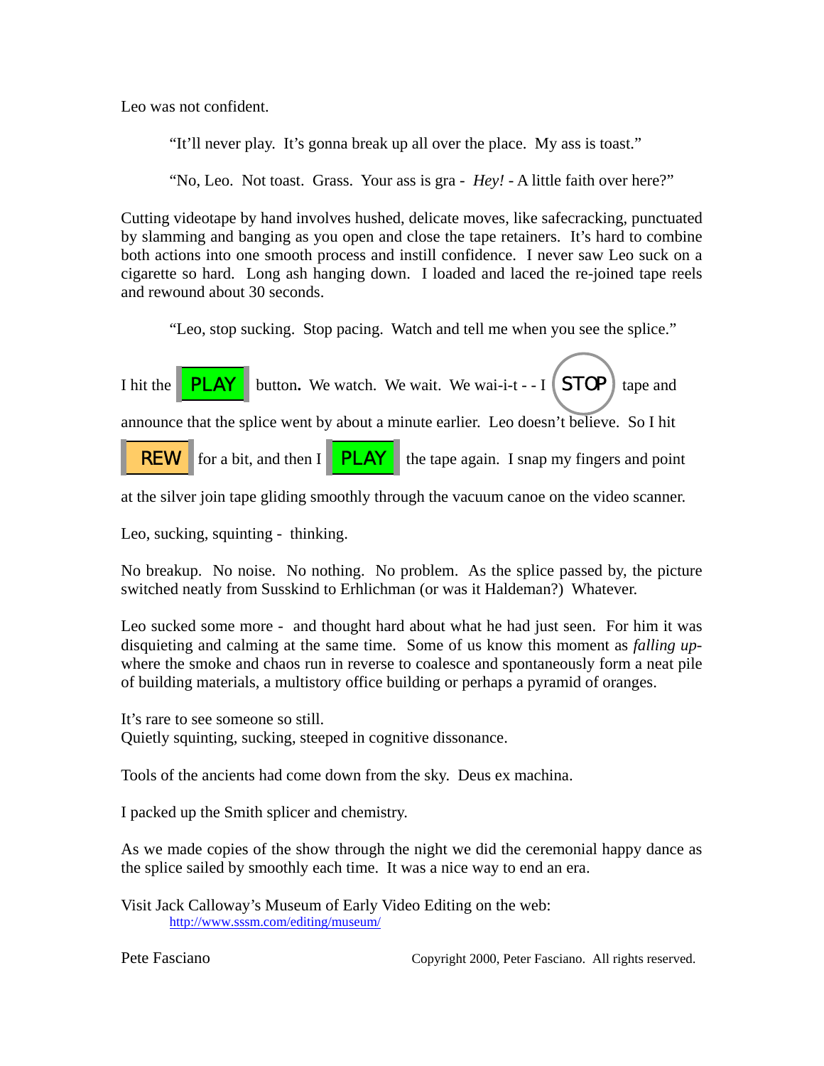Leo was not confident.

> "It'll never play. It's gonna break up all over the place. My ass is toast."
>
> "No, Leo. Not toast. Grass. Your ass is gra - *Hey!* - A little faith over here?"

Cutting videotape by hand involves hushed, delicate moves, like safecracking, punctuated by slamming and banging as you open and close the tape retainers. It's hard to combine both actions into one smooth process and instill confidence. I never saw Leo suck on a cigarette so hard. Long ash hanging down. I loaded and laced the re-joined tape reels and rewound about 30 seconds.

> "Leo, stop sucking. Stop pacing. Watch and tell me when you see the splice."

I hit the PLAY button**.** We watch. We wait. We wai-i-t - - I STOP tape and announce that the splice went by about a minute earlier. Leo doesn't believe. So I hit REW for a bit, and then I PLAY the tape again. I snap my fingers and point at the silver join tape gliding smoothly through the vacuum canoe on the video scanner.

Leo, sucking, squinting - thinking.

No breakup. No noise. No nothing. No problem. As the splice passed by, the picture switched neatly from Susskind to Erhlichman (or was it Haldeman?) Whatever.

Leo sucked some more - and thought hard about what he had just seen. For him it was disquieting and calming at the same time. Some of us know this moment as *falling up*- where the smoke and chaos run in reverse to coalesce and spontaneously form a neat pile of building materials, a multistory office building or perhaps a pyramid of oranges.

It's rare to see someone so still.
Quietly squinting, sucking, steeped in cognitive dissonance.

Tools of the ancients had come down from the sky. Deus ex machina.

I packed up the Smith splicer and chemistry.

As we made copies of the show through the night we did the ceremonial happy dance as the splice sailed by smoothly each time. It was a nice way to end an era.

Visit Jack Calloway's Museum of Early Video Editing on the web:
http://www.sssm.com/editing/museum/

Pete Fasciano

Copyright 2000, Peter Fasciano. All rights reserved.